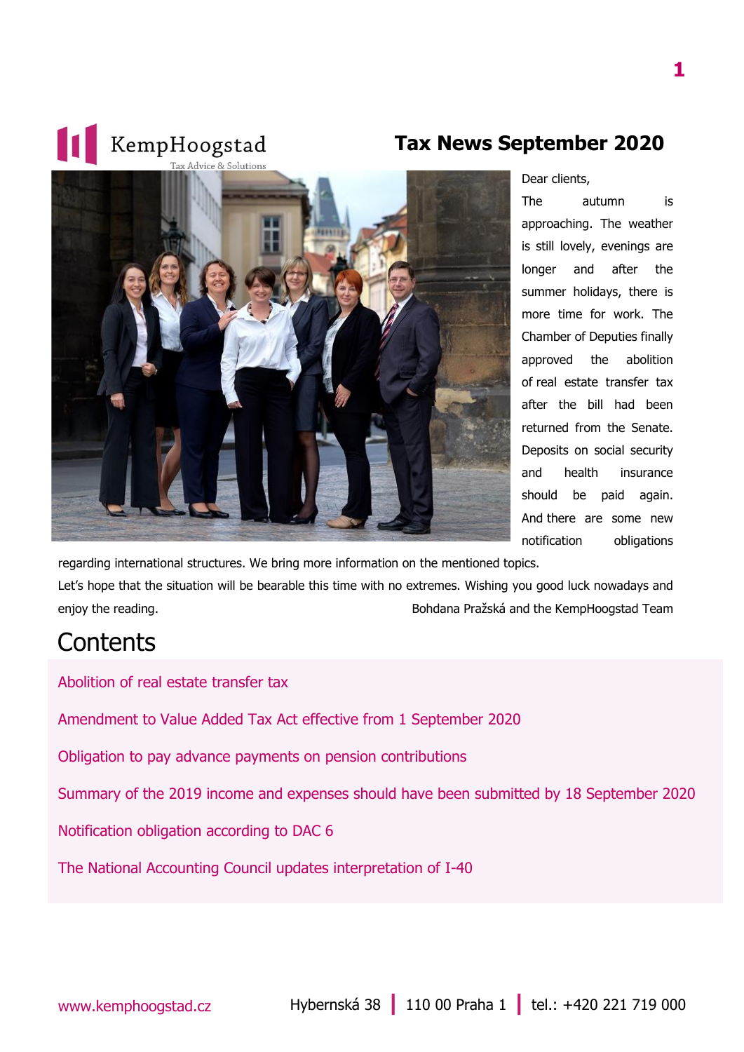KempHoogstad

Tax Advice & Solutions

# Tax News September 2020

Dear clients,

The autumn is approaching. The weather is still lovely, evenings are longer and after the summer holidays, there is more time for work. The Chamber of Deputies finally approved the abolition of real estate transfer tax after the bill had been returned from the Senate. Deposits on social security and health insurance should be paid again. And there are some new notification obligations regarding international structures. We bring more information on the mentioned topics.

Let's hope that the situation will be bearable this time with no extremes. Wishing you good luck nowadays and enjoy the reading.

Bohdana Pražská and the KempHoogstad Team

## Contents

Abolition of real estate transfer tax

Amendment to Value Added Tax Act effective from 1 September 2020

Obligation to pay advance payments on pension contributions

Summary of the 2019 income and expenses should have been submitted by 18 September 2020

Notification obligation according to DAC 6

The National Accounting Council updates interpretation of I-40

www.kemphoogstad.cz | Hybernská 38 | 110 00 Praha 1 | tel.: +420 221 719 000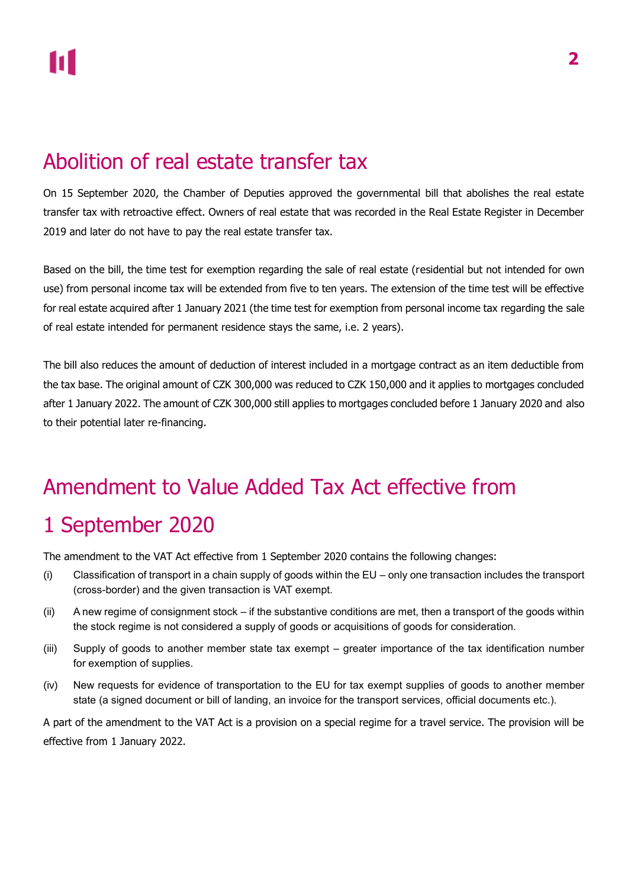# Abolition of real estate transfer tax

On 15 September 2020, the Chamber of Deputies approved the governmental bill that abolishes the real estate transfer tax with retroactive effect. Owners of real estate that was recorded in the Real Estate Register in December 2019 and later do not have to pay the real estate transfer tax.

Based on the bill, the time test for exemption regarding the sale of real estate (residential but not intended for own use) from personal income tax will be extended from five to ten years. The extension of the time test will be effective for real estate acquired after 1 January 2021 (the time test for exemption from personal income tax regarding the sale of real estate intended for permanent residence stays the same, i.e. 2 years).

The bill also reduces the amount of deduction of interest included in a mortgage contract as an item deductible from the tax base. The original amount of CZK 300,000 was reduced to CZK 150,000 and it applies to mortgages concluded after 1 January 2022. The amount of CZK 300,000 still applies to mortgages concluded before 1 January 2020 and also to their potential later re-financing.

# Amendment to Value Added Tax Act effective from 1 September 2020

The amendment to the VAT Act effective from 1 September 2020 contains the following changes:

(i) Classification of transport in a chain supply of goods within the EU – only one transaction includes the transport (cross-border) and the given transaction is VAT exempt.

(ii) A new regime of consignment stock – if the substantive conditions are met, then a transport of the goods within the stock regime is not considered a supply of goods or acquisitions of goods for consideration.

(iii) Supply of goods to another member state tax exempt – greater importance of the tax identification number for exemption of supplies.

(iv) New requests for evidence of transportation to the EU for tax exempt supplies of goods to another member state (a signed document or bill of landing, an invoice for the transport services, official documents etc.).

A part of the amendment to the VAT Act is a provision on a special regime for a travel service. The provision will be effective from 1 January 2022.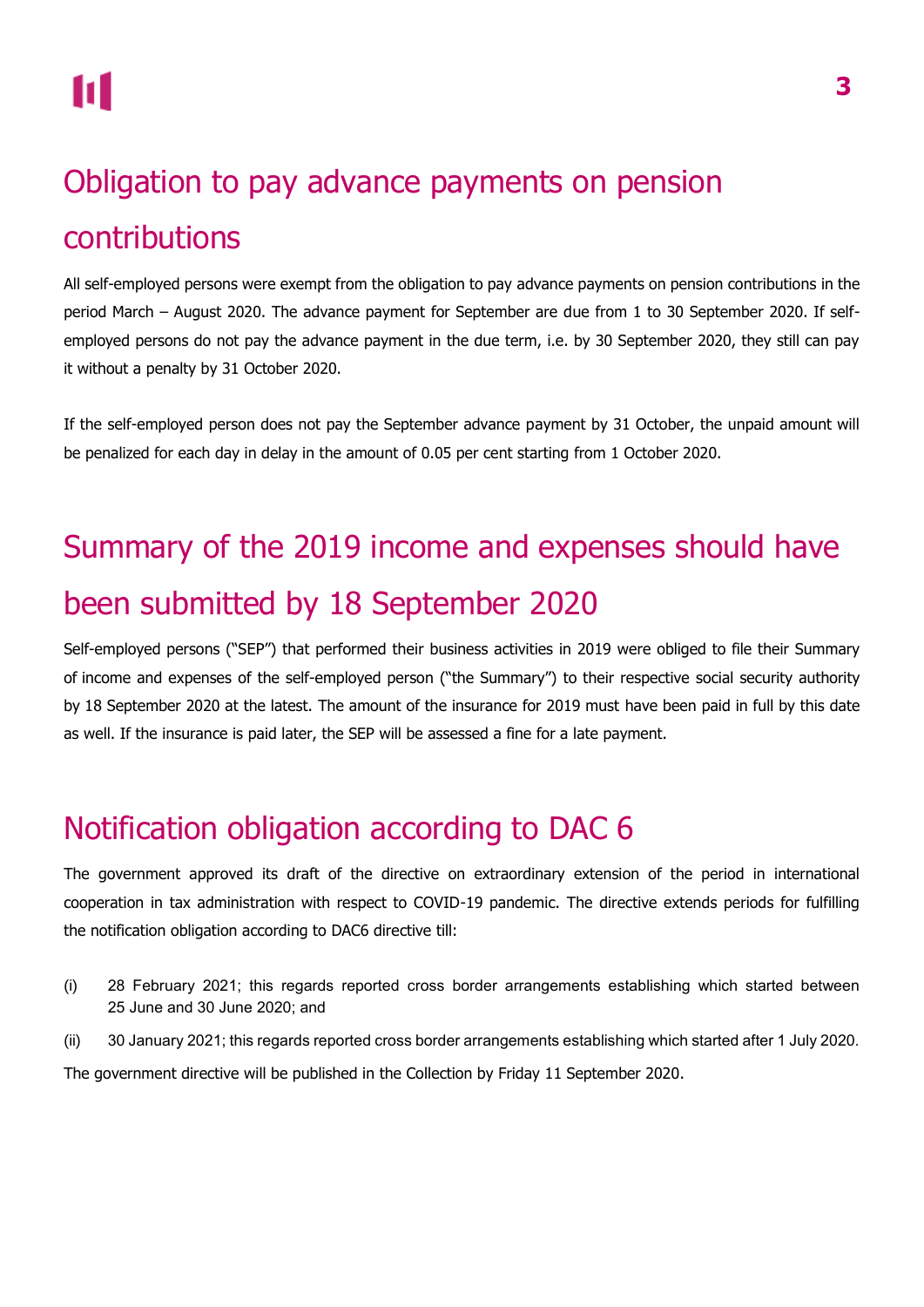# Obligation to pay advance payments on pension contributions

All self-employed persons were exempt from the obligation to pay advance payments on pension contributions in the period March – August 2020. The advance payment for September are due from 1 to 30 September 2020. If self-employed persons do not pay the advance payment in the due term, i.e. by 30 September 2020, they still can pay it without a penalty by 31 October 2020.

If the self-employed person does not pay the September advance payment by 31 October, the unpaid amount will be penalized for each day in delay in the amount of 0.05 per cent starting from 1 October 2020.

# Summary of the 2019 income and expenses should have been submitted by 18 September 2020

Self-employed persons ("SEP") that performed their business activities in 2019 were obliged to file their Summary of income and expenses of the self-employed person ("the Summary") to their respective social security authority by 18 September 2020 at the latest. The amount of the insurance for 2019 must have been paid in full by this date as well. If the insurance is paid later, the SEP will be assessed a fine for a late payment.

# Notification obligation according to DAC 6

The government approved its draft of the directive on extraordinary extension of the period in international cooperation in tax administration with respect to COVID-19 pandemic. The directive extends periods for fulfilling the notification obligation according to DAC6 directive till:

(i) 28 February 2021; this regards reported cross border arrangements establishing which started between 25 June and 30 June 2020; and

(ii) 30 January 2021; this regards reported cross border arrangements establishing which started after 1 July 2020.

The government directive will be published in the Collection by Friday 11 September 2020.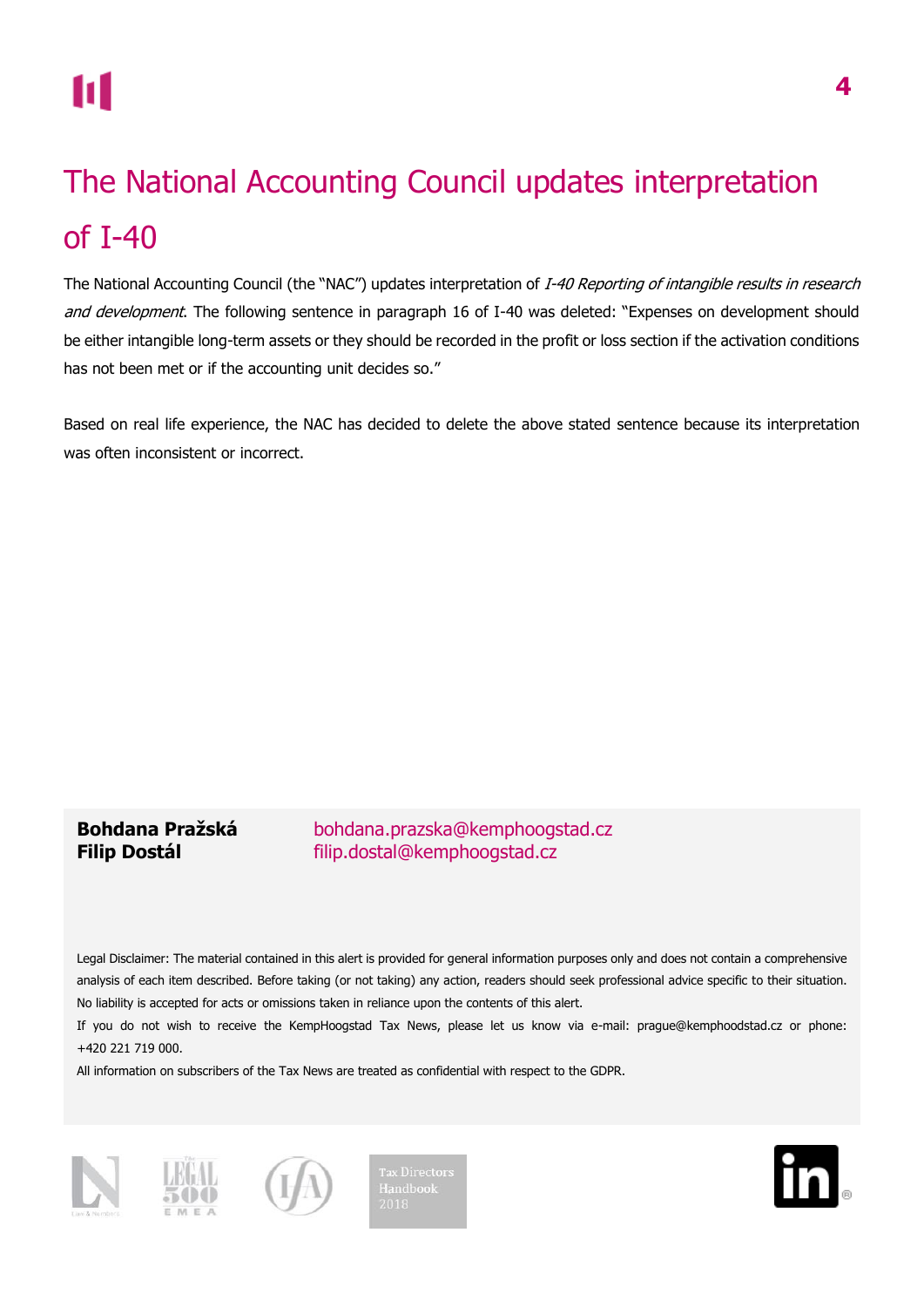# The National Accounting Council updates interpretation of I-40

The National Accounting Council (the "NAC") updates interpretation of *I-40 Reporting of intangible results in research and development*. The following sentence in paragraph 16 of I-40 was deleted: "Expenses on development should be either intangible long-term assets or they should be recorded in the profit or loss section if the activation conditions has not been met or if the accounting unit decides so."

Based on real life experience, the NAC has decided to delete the above stated sentence because its interpretation was often inconsistent or incorrect.

**Bohdana Pražská** bohdana.prazska@kemphoogstad.cz
**Filip Dostál** filip.dostal@kemphoogstad.cz

Legal Disclaimer: The material contained in this alert is provided for general information purposes only and does not contain a comprehensive analysis of each item described. Before taking (or not taking) any action, readers should seek professional advice specific to their situation. No liability is accepted for acts or omissions taken in reliance upon the contents of this alert.

If you do not wish to receive the KempHoogstad Tax News, please let us know via e-mail: prague@kemphoodstad.cz or phone: +420 221 719 000.

All information on subscribers of the Tax News are treated as confidential with respect to the GDPR.

Tax Directors Handbook 2018